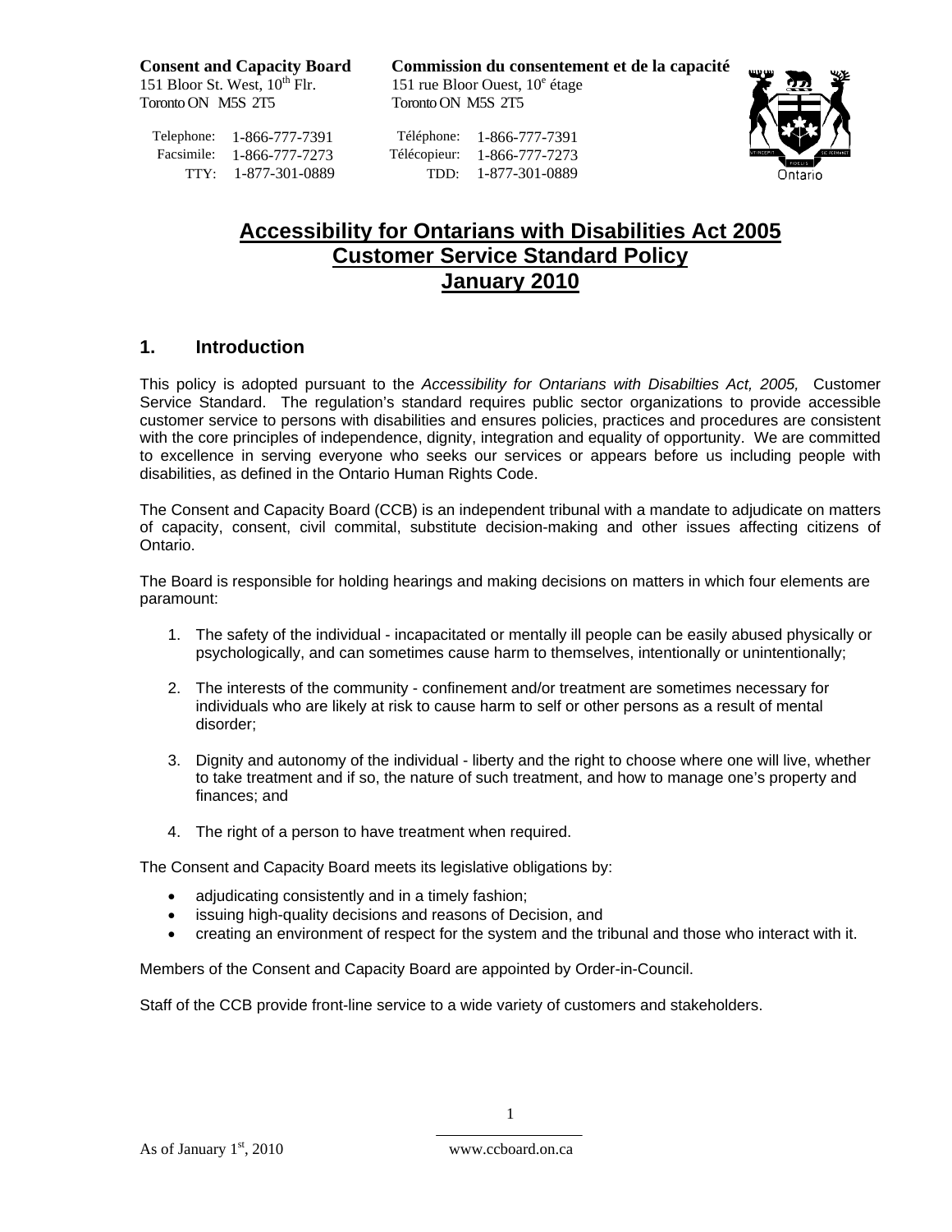**Consent and Capacity Board**
151 Bloor St. West, 10th Flr.
Toronto ON M5S 2T5

Telephone: 1-866-777-7391
Facsimile: 1-866-777-7273
TTY: 1-877-301-0889

**Commission du consentement et de la capacité**
151 rue Bloor Ouest, 10e étage
Toronto ON M5S 2T5

Téléphone: 1-866-777-7391
Télécopieur: 1-866-777-7273
TDD: 1-877-301-0889

# Accessibility for Ontarians with Disabilities Act 2005 Customer Service Standard Policy January 2010

## 1. Introduction

This policy is adopted pursuant to the *Accessibility for Ontarians with Disabilties Act, 2005,* Customer Service Standard. The regulation's standard requires public sector organizations to provide accessible customer service to persons with disabilities and ensures policies, practices and procedures are consistent with the core principles of independence, dignity, integration and equality of opportunity. We are committed to excellence in serving everyone who seeks our services or appears before us including people with disabilities, as defined in the Ontario Human Rights Code.

The Consent and Capacity Board (CCB) is an independent tribunal with a mandate to adjudicate on matters of capacity, consent, civil commital, substitute decision-making and other issues affecting citizens of Ontario.

The Board is responsible for holding hearings and making decisions on matters in which four elements are paramount:

1. The safety of the individual - incapacitated or mentally ill people can be easily abused physically or psychologically, and can sometimes cause harm to themselves, intentionally or unintentionally;

2. The interests of the community - confinement and/or treatment are sometimes necessary for individuals who are likely at risk to cause harm to self or other persons as a result of mental disorder;

3. Dignity and autonomy of the individual - liberty and the right to choose where one will live, whether to take treatment and if so, the nature of such treatment, and how to manage one's property and finances; and

4. The right of a person to have treatment when required.

The Consent and Capacity Board meets its legislative obligations by:

- adjudicating consistently and in a timely fashion;
- issuing high-quality decisions and reasons of Decision, and
- creating an environment of respect for the system and the tribunal and those who interact with it.

Members of the Consent and Capacity Board are appointed by Order-in-Council.

Staff of the CCB provide front-line service to a wide variety of customers and stakeholders.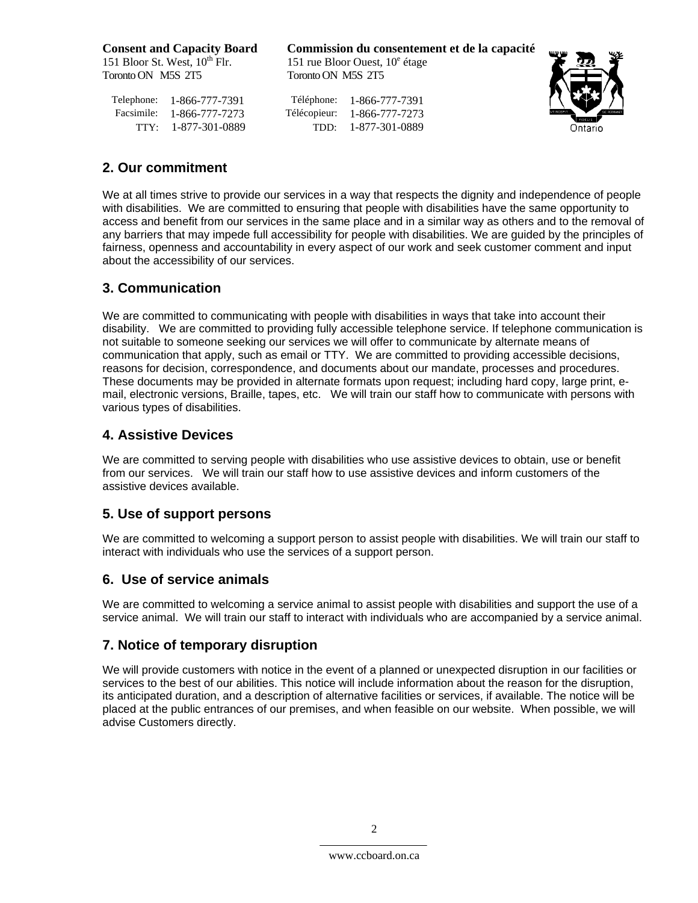**Consent and Capacity Board**
151 Bloor St. West, 10th Flr.
Toronto ON M5S 2T5

Telephone: 1-866-777-7391
Facsimile: 1-866-777-7273
TTY: 1-877-301-0889

**Commission du consentement et de la capacité**
151 rue Bloor Ouest, 10e étage
Toronto ON M5S 2T5

Téléphone: 1-866-777-7391
Télécopieur: 1-866-777-7273
TDD: 1-877-301-0889

## 2. Our commitment

We at all times strive to provide our services in a way that respects the dignity and independence of people with disabilities. We are committed to ensuring that people with disabilities have the same opportunity to access and benefit from our services in the same place and in a similar way as others and to the removal of any barriers that may impede full accessibility for people with disabilities. We are guided by the principles of fairness, openness and accountability in every aspect of our work and seek customer comment and input about the accessibility of our services.

## 3. Communication

We are committed to communicating with people with disabilities in ways that take into account their disability. We are committed to providing fully accessible telephone service. If telephone communication is not suitable to someone seeking our services we will offer to communicate by alternate means of communication that apply, such as email or TTY. We are committed to providing accessible decisions, reasons for decision, correspondence, and documents about our mandate, processes and procedures. These documents may be provided in alternate formats upon request; including hard copy, large print, e-mail, electronic versions, Braille, tapes, etc. We will train our staff how to communicate with persons with various types of disabilities.

## 4. Assistive Devices

We are committed to serving people with disabilities who use assistive devices to obtain, use or benefit from our services. We will train our staff how to use assistive devices and inform customers of the assistive devices available.

## 5. Use of support persons

We are committed to welcoming a support person to assist people with disabilities. We will train our staff to interact with individuals who use the services of a support person.

## 6. Use of service animals

We are committed to welcoming a service animal to assist people with disabilities and support the use of a service animal. We will train our staff to interact with individuals who are accompanied by a service animal.

## 7. Notice of temporary disruption

We will provide customers with notice in the event of a planned or unexpected disruption in our facilities or services to the best of our abilities. This notice will include information about the reason for the disruption, its anticipated duration, and a description of alternative facilities or services, if available. The notice will be placed at the public entrances of our premises, and when feasible on our website. When possible, we will advise Customers directly.

www.ccboard.on.ca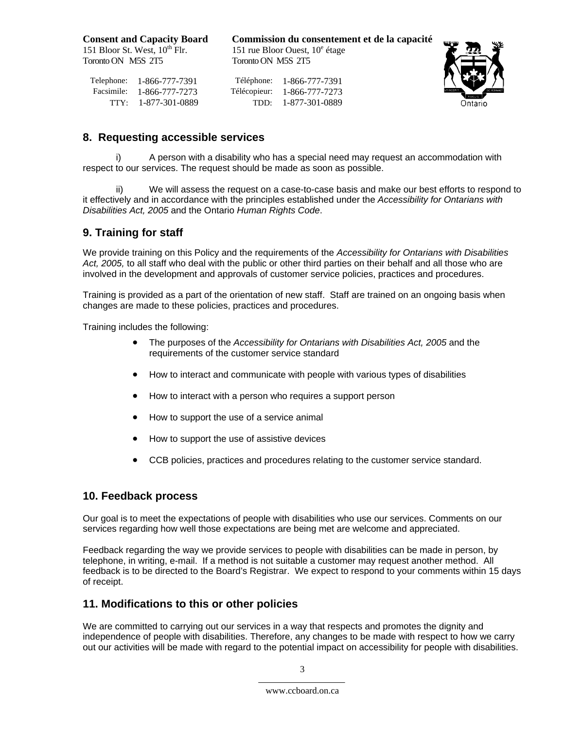**Consent and Capacity Board**
151 Bloor St. West, 10th Flr.
Toronto ON M5S 2T5

Telephone: 1-866-777-7391
Facsimile: 1-866-777-7273
TTY: 1-877-301-0889

**Commission du consentement et de la capacité**
151 rue Bloor Ouest, 10e étage
Toronto ON M5S 2T5

Téléphone: 1-866-777-7391
Télécopieur: 1-866-777-7273
TDD: 1-877-301-0889

## 8. Requesting accessible services

i) A person with a disability who has a special need may request an accommodation with respect to our services. The request should be made as soon as possible.

ii) We will assess the request on a case-to-case basis and make our best efforts to respond to it effectively and in accordance with the principles established under the *Accessibility for Ontarians with Disabilities Act, 2005* and the Ontario *Human Rights Code*.

## 9. Training for staff

We provide training on this Policy and the requirements of the *Accessibility for Ontarians with Disabilities Act, 2005,* to all staff who deal with the public or other third parties on their behalf and all those who are involved in the development and approvals of customer service policies, practices and procedures.

Training is provided as a part of the orientation of new staff. Staff are trained on an ongoing basis when changes are made to these policies, practices and procedures.

Training includes the following:

- The purposes of the *Accessibility for Ontarians with Disabilities Act, 2005* and the requirements of the customer service standard
- How to interact and communicate with people with various types of disabilities
- How to interact with a person who requires a support person
- How to support the use of a service animal
- How to support the use of assistive devices
- CCB policies, practices and procedures relating to the customer service standard.

## 10. Feedback process

Our goal is to meet the expectations of people with disabilities who use our services. Comments on our services regarding how well those expectations are being met are welcome and appreciated.

Feedback regarding the way we provide services to people with disabilities can be made in person, by telephone, in writing, e-mail. If a method is not suitable a customer may request another method. All feedback is to be directed to the Board's Registrar. We expect to respond to your comments within 15 days of receipt.

## 11. Modifications to this or other policies

We are committed to carrying out our services in a way that respects and promotes the dignity and independence of people with disabilities. Therefore, any changes to be made with respect to how we carry out our activities will be made with regard to the potential impact on accessibility for people with disabilities.

www.ccboard.on.ca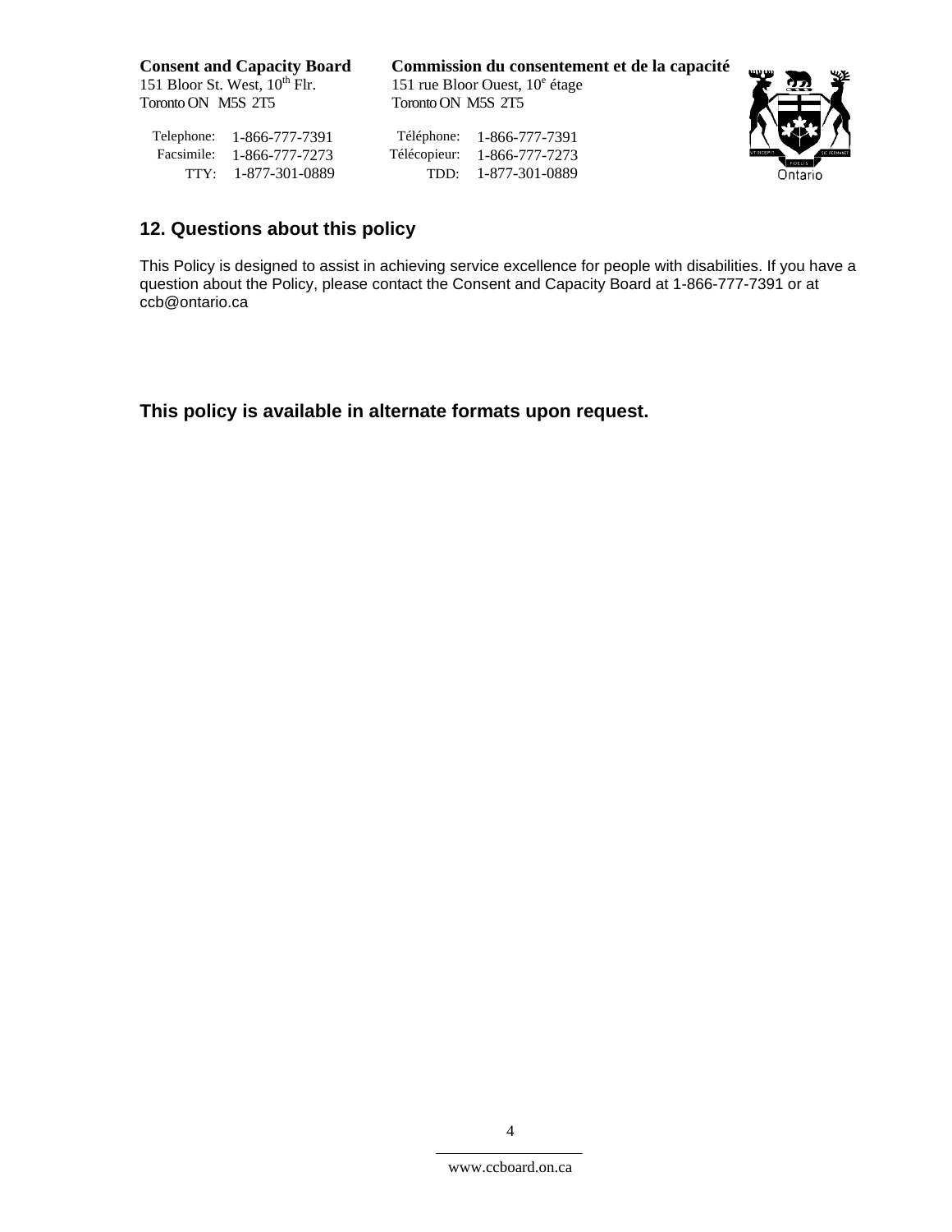## 12. Questions about this policy

This Policy is designed to assist in achieving service excellence for people with disabilities. If you have a question about the Policy, please contact the Consent and Capacity Board at 1-866-777-7391 or at ccb@ontario.ca

**This policy is available in alternate formats upon request.**